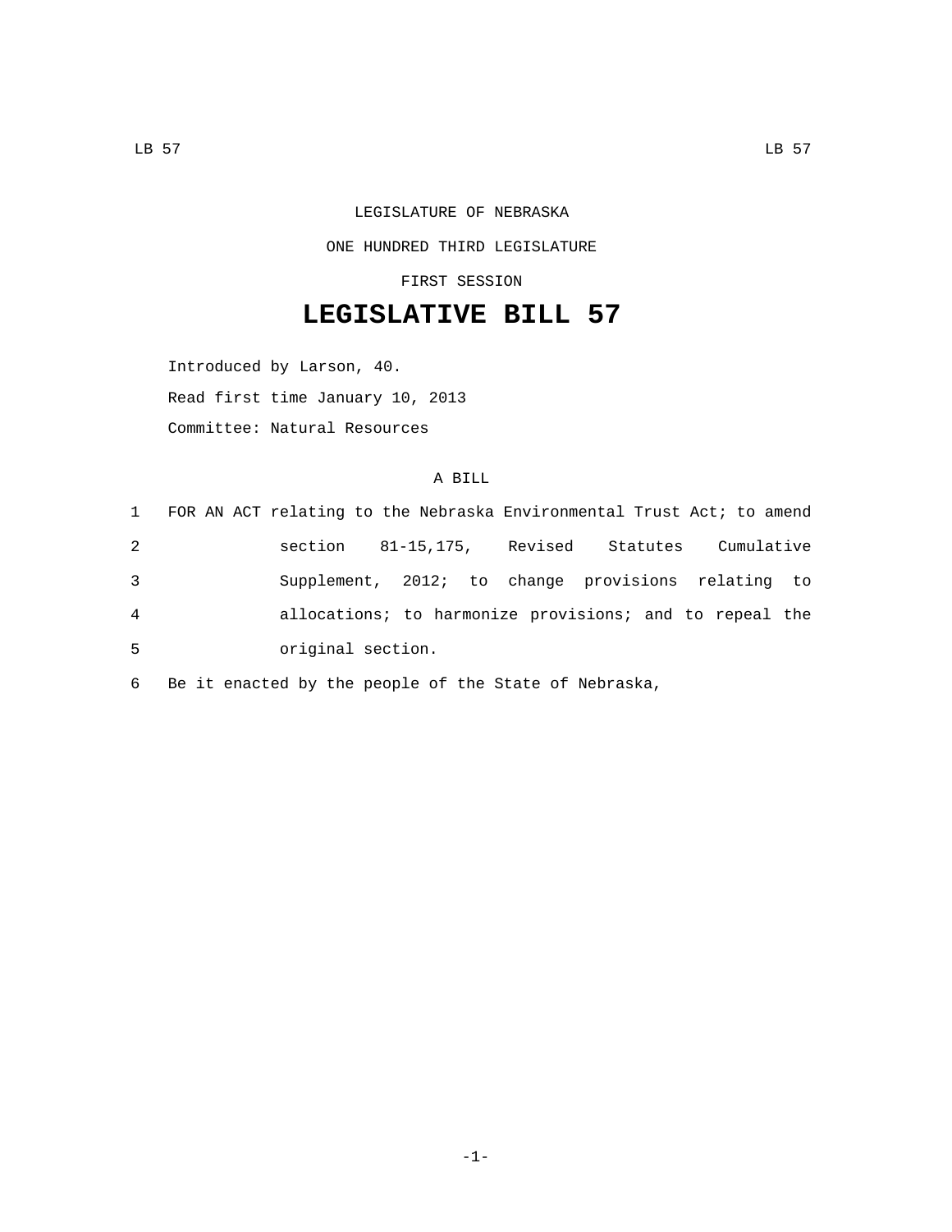LEGISLATURE OF NEBRASKA

ONE HUNDRED THIRD LEGISLATURE

FIRST SESSION

# LEGISLATIVE BILL 57

Introduced by Larson, 40.

Read first time January 10, 2013

Committee: Natural Resources

A BILL

1 FOR AN ACT relating to the Nebraska Environmental Trust Act; to amend
2 section 81-15,175, Revised Statutes Cumulative
3 Supplement, 2012; to change provisions relating to
4 allocations; to harmonize provisions; and to repeal the
5 original section.

6 Be it enacted by the people of the State of Nebraska,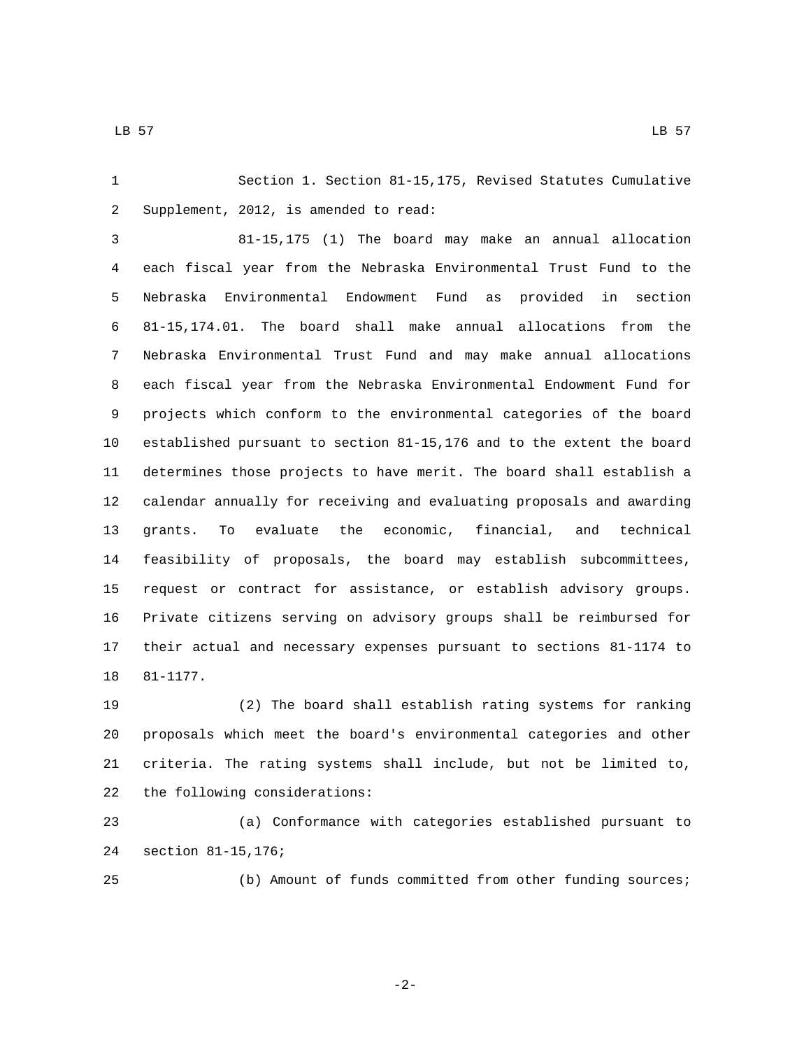Section 1. Section 81-15,175, Revised Statutes Cumulative Supplement, 2012, is amended to read:

81-15,175 (1) The board may make an annual allocation each fiscal year from the Nebraska Environmental Trust Fund to the Nebraska Environmental Endowment Fund as provided in section 81-15,174.01. The board shall make annual allocations from the Nebraska Environmental Trust Fund and may make annual allocations each fiscal year from the Nebraska Environmental Endowment Fund for projects which conform to the environmental categories of the board established pursuant to section 81-15,176 and to the extent the board determines those projects to have merit. The board shall establish a calendar annually for receiving and evaluating proposals and awarding grants. To evaluate the economic, financial, and technical feasibility of proposals, the board may establish subcommittees, request or contract for assistance, or establish advisory groups. Private citizens serving on advisory groups shall be reimbursed for their actual and necessary expenses pursuant to sections 81-1174 to 81-1177.

(2) The board shall establish rating systems for ranking proposals which meet the board's environmental categories and other criteria. The rating systems shall include, but not be limited to, the following considerations:

(a) Conformance with categories established pursuant to section 81-15,176;

(b) Amount of funds committed from other funding sources;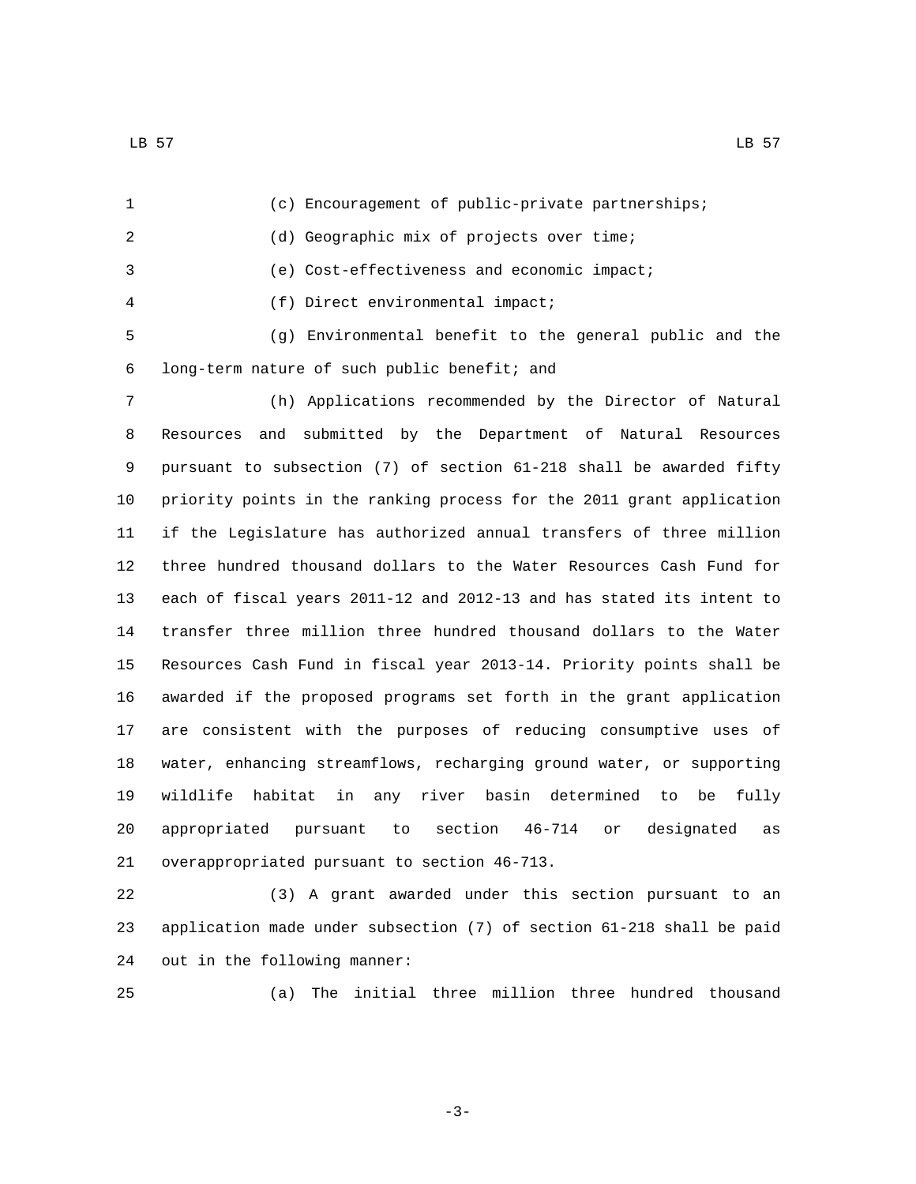(c) Encouragement of public-private partnerships;

(d) Geographic mix of projects over time;

(e) Cost-effectiveness and economic impact;

(f) Direct environmental impact;

(g) Environmental benefit to the general public and the long-term nature of such public benefit; and

(h) Applications recommended by the Director of Natural Resources and submitted by the Department of Natural Resources pursuant to subsection (7) of section 61-218 shall be awarded fifty priority points in the ranking process for the 2011 grant application if the Legislature has authorized annual transfers of three million three hundred thousand dollars to the Water Resources Cash Fund for each of fiscal years 2011-12 and 2012-13 and has stated its intent to transfer three million three hundred thousand dollars to the Water Resources Cash Fund in fiscal year 2013-14. Priority points shall be awarded if the proposed programs set forth in the grant application are consistent with the purposes of reducing consumptive uses of water, enhancing streamflows, recharging ground water, or supporting wildlife habitat in any river basin determined to be fully appropriated pursuant to section 46-714 or designated as overappropriated pursuant to section 46-713.

(3) A grant awarded under this section pursuant to an application made under subsection (7) of section 61-218 shall be paid out in the following manner:

(a) The initial three million three hundred thousand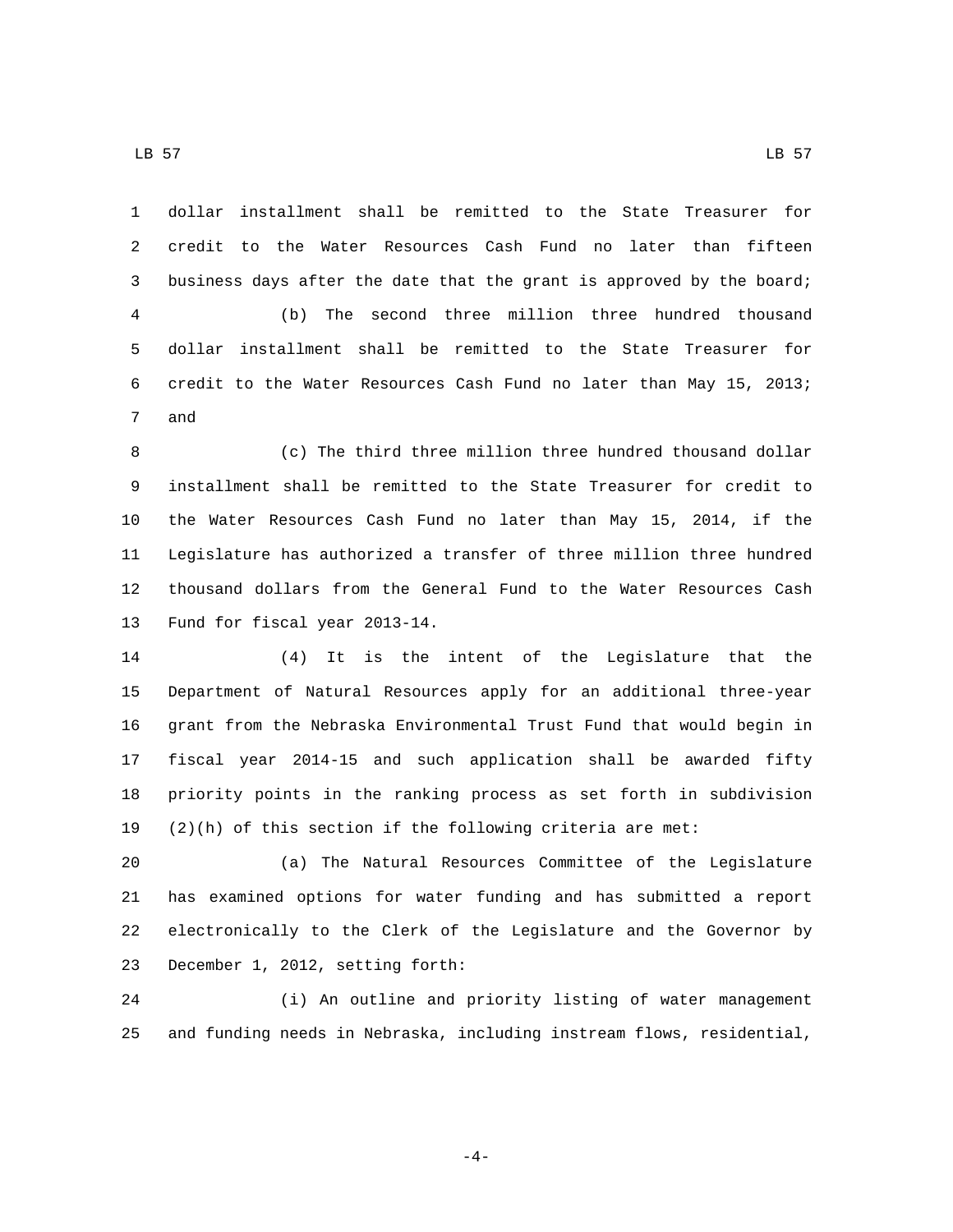dollar installment shall be remitted to the State Treasurer for credit to the Water Resources Cash Fund no later than fifteen business days after the date that the grant is approved by the board;

(b) The second three million three hundred thousand dollar installment shall be remitted to the State Treasurer for credit to the Water Resources Cash Fund no later than May 15, 2013; and

(c) The third three million three hundred thousand dollar installment shall be remitted to the State Treasurer for credit to the Water Resources Cash Fund no later than May 15, 2014, if the Legislature has authorized a transfer of three million three hundred thousand dollars from the General Fund to the Water Resources Cash Fund for fiscal year 2013-14.

(4) It is the intent of the Legislature that the Department of Natural Resources apply for an additional three-year grant from the Nebraska Environmental Trust Fund that would begin in fiscal year 2014-15 and such application shall be awarded fifty priority points in the ranking process as set forth in subdivision (2)(h) of this section if the following criteria are met:

(a) The Natural Resources Committee of the Legislature has examined options for water funding and has submitted a report electronically to the Clerk of the Legislature and the Governor by December 1, 2012, setting forth:

(i) An outline and priority listing of water management and funding needs in Nebraska, including instream flows, residential,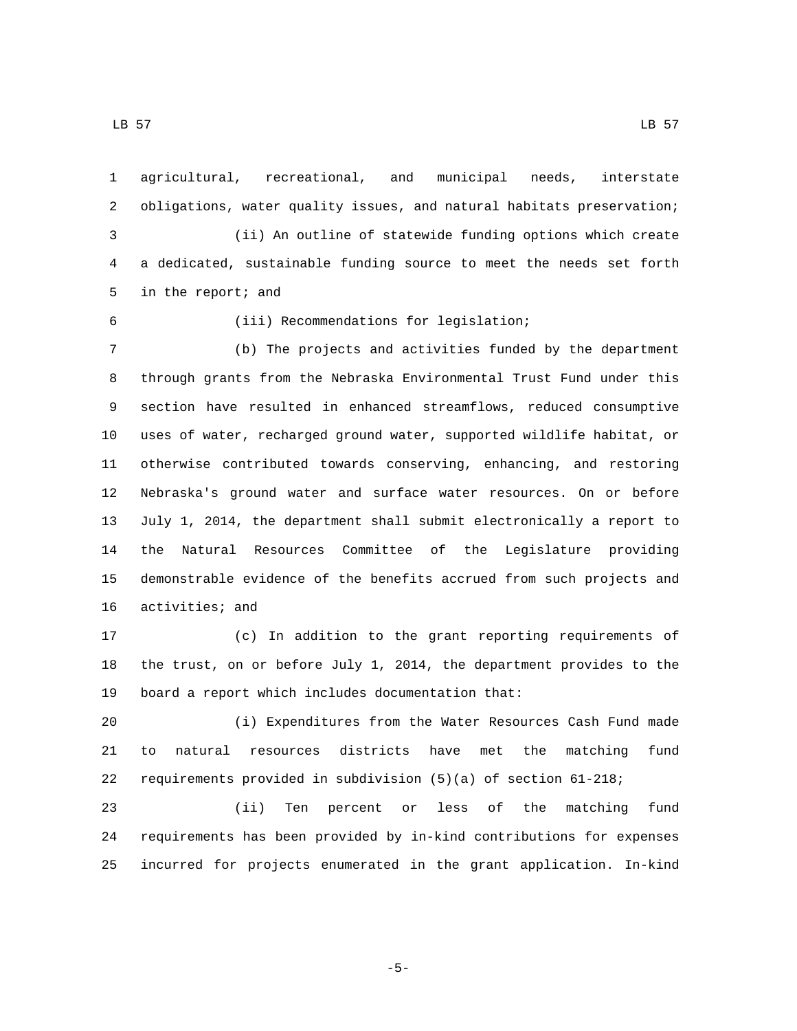agricultural, recreational, and municipal needs, interstate obligations, water quality issues, and natural habitats preservation;

(ii) An outline of statewide funding options which create a dedicated, sustainable funding source to meet the needs set forth in the report; and

(iii) Recommendations for legislation;

(b) The projects and activities funded by the department through grants from the Nebraska Environmental Trust Fund under this section have resulted in enhanced streamflows, reduced consumptive uses of water, recharged ground water, supported wildlife habitat, or otherwise contributed towards conserving, enhancing, and restoring Nebraska's ground water and surface water resources. On or before July 1, 2014, the department shall submit electronically a report to the Natural Resources Committee of the Legislature providing demonstrable evidence of the benefits accrued from such projects and activities; and

(c) In addition to the grant reporting requirements of the trust, on or before July 1, 2014, the department provides to the board a report which includes documentation that:

(i) Expenditures from the Water Resources Cash Fund made to natural resources districts have met the matching fund requirements provided in subdivision (5)(a) of section 61-218;

(ii) Ten percent or less of the matching fund requirements has been provided by in-kind contributions for expenses incurred for projects enumerated in the grant application. In-kind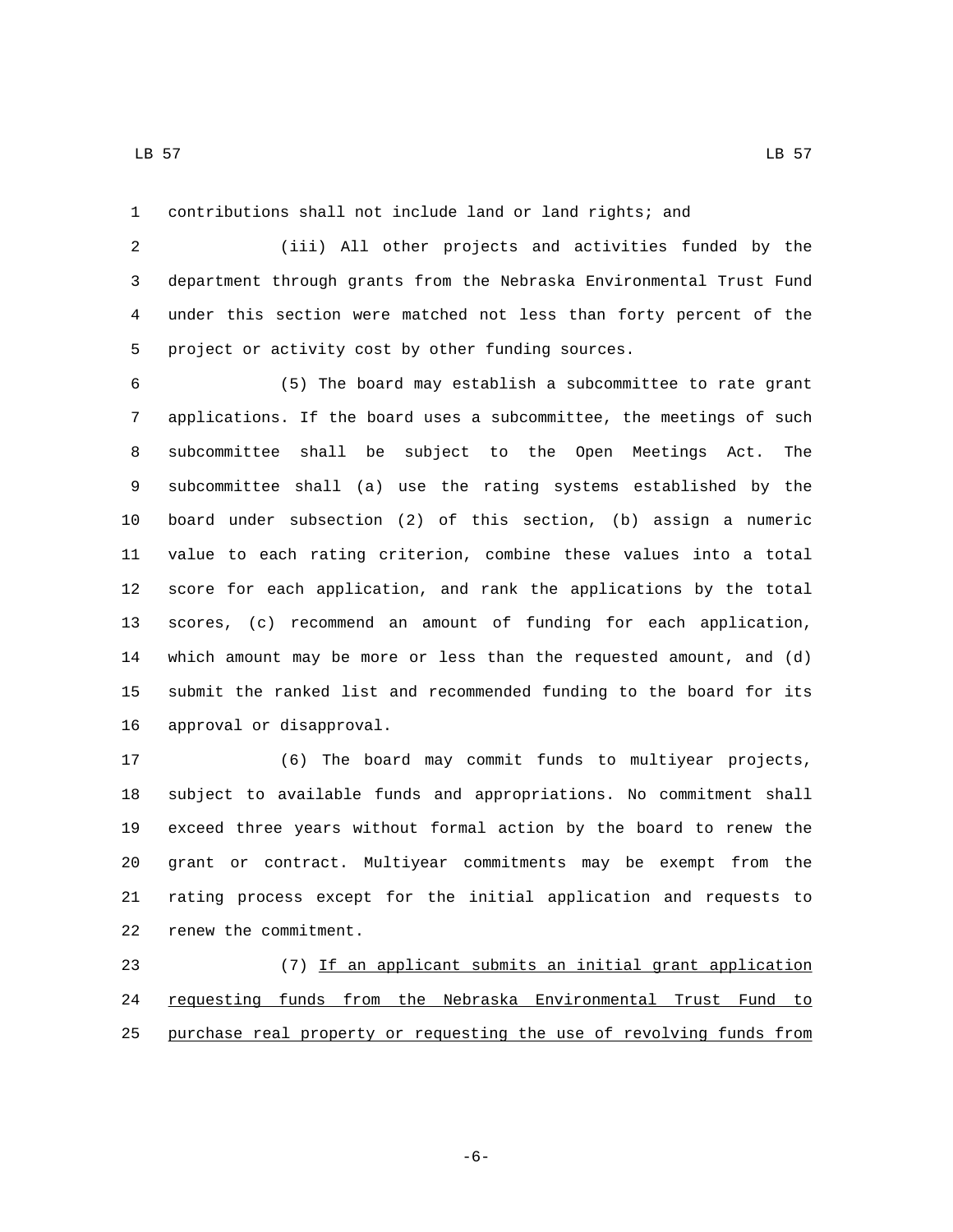contributions shall not include land or land rights; and

(iii) All other projects and activities funded by the department through grants from the Nebraska Environmental Trust Fund under this section were matched not less than forty percent of the project or activity cost by other funding sources.

(5) The board may establish a subcommittee to rate grant applications. If the board uses a subcommittee, the meetings of such subcommittee shall be subject to the Open Meetings Act. The subcommittee shall (a) use the rating systems established by the board under subsection (2) of this section, (b) assign a numeric value to each rating criterion, combine these values into a total score for each application, and rank the applications by the total scores, (c) recommend an amount of funding for each application, which amount may be more or less than the requested amount, and (d) submit the ranked list and recommended funding to the board for its approval or disapproval.

(6) The board may commit funds to multiyear projects, subject to available funds and appropriations. No commitment shall exceed three years without formal action by the board to renew the grant or contract. Multiyear commitments may be exempt from the rating process except for the initial application and requests to renew the commitment.

(7) If an applicant submits an initial grant application requesting funds from the Nebraska Environmental Trust Fund to purchase real property or requesting the use of revolving funds from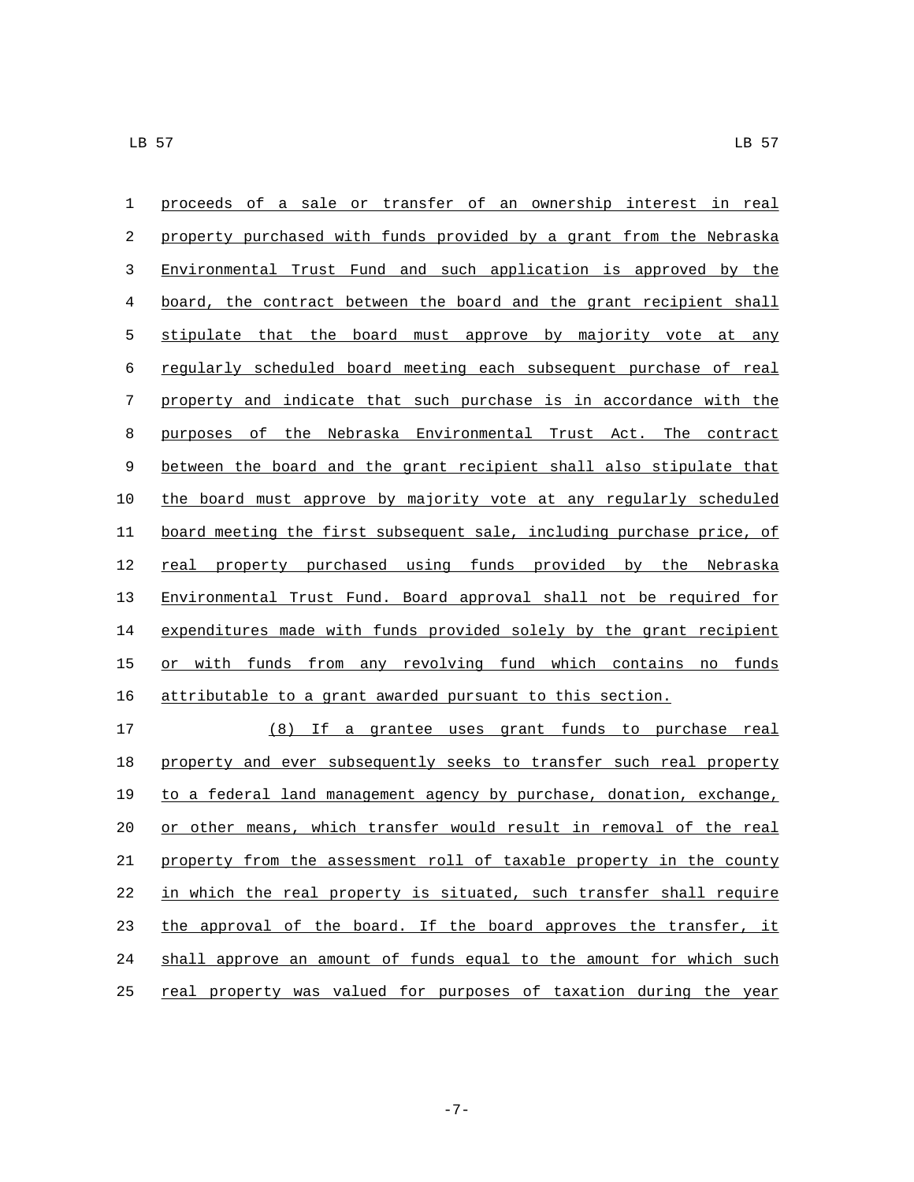proceeds of a sale or transfer of an ownership interest in real property purchased with funds provided by a grant from the Nebraska Environmental Trust Fund and such application is approved by the board, the contract between the board and the grant recipient shall stipulate that the board must approve by majority vote at any regularly scheduled board meeting each subsequent purchase of real property and indicate that such purchase is in accordance with the purposes of the Nebraska Environmental Trust Act. The contract between the board and the grant recipient shall also stipulate that the board must approve by majority vote at any regularly scheduled board meeting the first subsequent sale, including purchase price, of real property purchased using funds provided by the Nebraska Environmental Trust Fund. Board approval shall not be required for expenditures made with funds provided solely by the grant recipient or with funds from any revolving fund which contains no funds attributable to a grant awarded pursuant to this section.

(8) If a grantee uses grant funds to purchase real property and ever subsequently seeks to transfer such real property to a federal land management agency by purchase, donation, exchange, or other means, which transfer would result in removal of the real property from the assessment roll of taxable property in the county in which the real property is situated, such transfer shall require the approval of the board. If the board approves the transfer, it shall approve an amount of funds equal to the amount for which such real property was valued for purposes of taxation during the year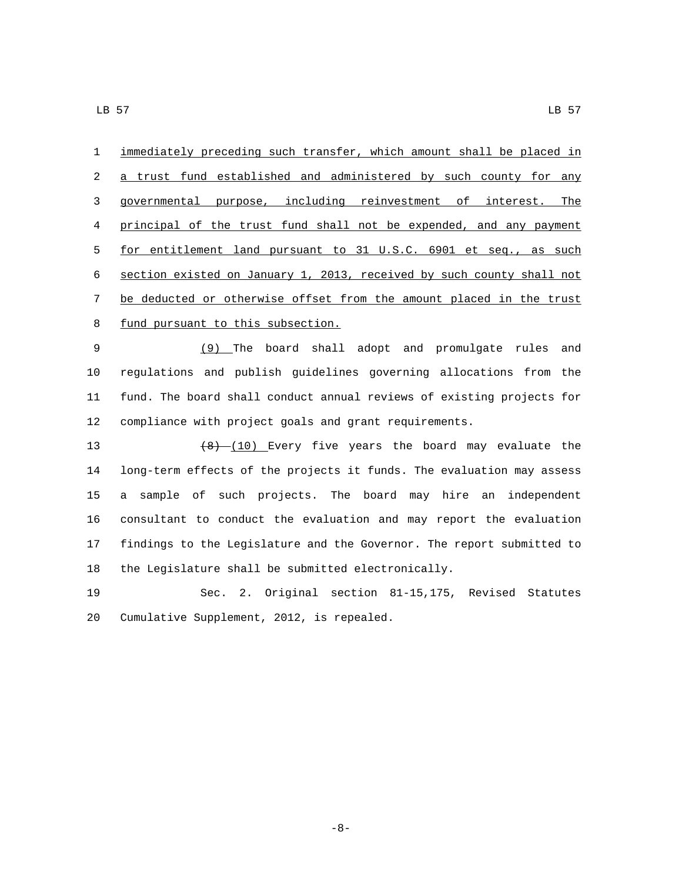immediately preceding such transfer, which amount shall be placed in a trust fund established and administered by such county for any governmental purpose, including reinvestment of interest. The principal of the trust fund shall not be expended, and any payment for entitlement land pursuant to 31 U.S.C. 6901 et seq., as such section existed on January 1, 2013, received by such county shall not be deducted or otherwise offset from the amount placed in the trust fund pursuant to this subsection.

(9) The board shall adopt and promulgate rules and regulations and publish guidelines governing allocations from the fund. The board shall conduct annual reviews of existing projects for compliance with project goals and grant requirements.

~~(8)~~ (10) Every five years the board may evaluate the long-term effects of the projects it funds. The evaluation may assess a sample of such projects. The board may hire an independent consultant to conduct the evaluation and may report the evaluation findings to the Legislature and the Governor. The report submitted to the Legislature shall be submitted electronically.

Sec. 2. Original section 81-15,175, Revised Statutes Cumulative Supplement, 2012, is repealed.